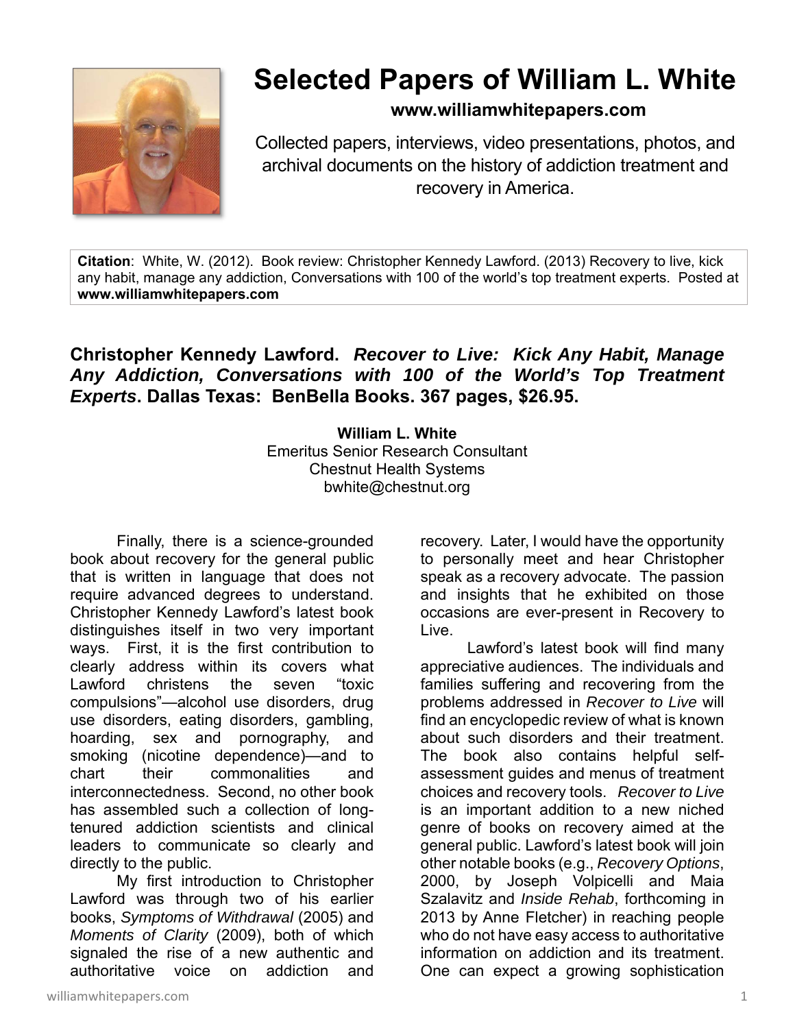# Selected Papers of William L. White

**www.williamwhitepapers.com**

Collected papers, interviews, video presentations, photos, and archival documents on the history of addiction treatment and recovery in America.

**Citation**: White, W. (2012). Book review: Christopher Kennedy Lawford. (2013) Recovery to live, kick any habit, manage any addiction, Conversations with 100 of the world's top treatment experts. Posted at **www.williamwhitepapers.com**

## Christopher Kennedy Lawford. *Recover to Live: Kick Any Habit, Manage Any Addiction, Conversations with 100 of the World's Top Treatment Experts*. Dallas Texas: BenBella Books. 367 pages, $26.95.

**William L. White**
Emeritus Senior Research Consultant
Chestnut Health Systems
bwhite@chestnut.org

Finally, there is a science-grounded book about recovery for the general public that is written in language that does not require advanced degrees to understand. Christopher Kennedy Lawford's latest book distinguishes itself in two very important ways. First, it is the first contribution to clearly address within its covers what Lawford christens the seven "toxic compulsions"—alcohol use disorders, drug use disorders, eating disorders, gambling, hoarding, sex and pornography, and smoking (nicotine dependence)—and to chart their commonalities and interconnectedness. Second, no other book has assembled such a collection of long-tenured addiction scientists and clinical leaders to communicate so clearly and directly to the public.

My first introduction to Christopher Lawford was through two of his earlier books, *Symptoms of Withdrawal* (2005) and *Moments of Clarity* (2009), both of which signaled the rise of a new authentic and authoritative voice on addiction and recovery. Later, I would have the opportunity to personally meet and hear Christopher speak as a recovery advocate. The passion and insights that he exhibited on those occasions are ever-present in Recovery to Live.

Lawford's latest book will find many appreciative audiences. The individuals and families suffering and recovering from the problems addressed in *Recover to Live* will find an encyclopedic review of what is known about such disorders and their treatment. The book also contains helpful self-assessment guides and menus of treatment choices and recovery tools. *Recover to Live* is an important addition to a new niched genre of books on recovery aimed at the general public. Lawford's latest book will join other notable books (e.g., *Recovery Options*, 2000, by Joseph Volpicelli and Maia Szalavitz and *Inside Rehab*, forthcoming in 2013 by Anne Fletcher) in reaching people who do not have easy access to authoritative information on addiction and its treatment. One can expect a growing sophistication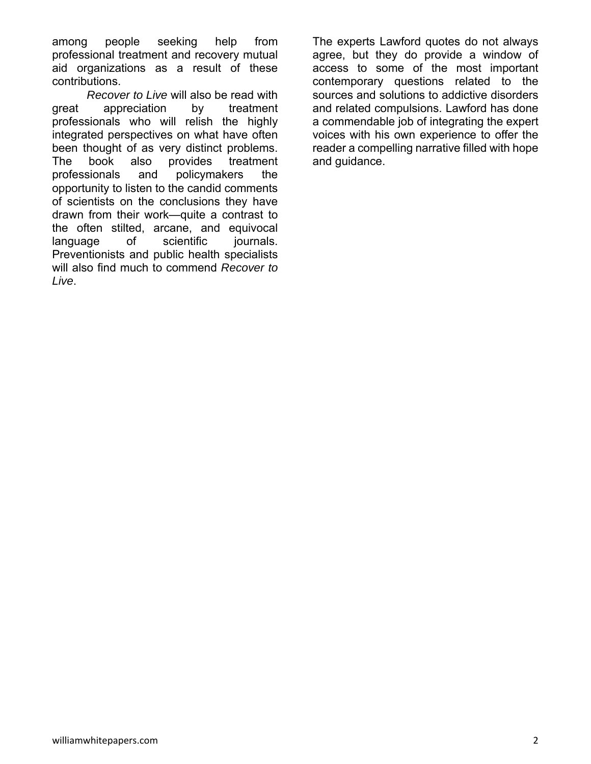among people seeking help from professional treatment and recovery mutual aid organizations as a result of these contributions.

*Recover to Live* will also be read with great appreciation by treatment professionals who will relish the highly integrated perspectives on what have often been thought of as very distinct problems. The book also provides treatment professionals and policymakers the opportunity to listen to the candid comments of scientists on the conclusions they have drawn from their work—quite a contrast to the often stilted, arcane, and equivocal language of scientific journals. Preventionists and public health specialists will also find much to commend *Recover to Live*.

The experts Lawford quotes do not always agree, but they do provide a window of access to some of the most important contemporary questions related to the sources and solutions to addictive disorders and related compulsions. Lawford has done a commendable job of integrating the expert voices with his own experience to offer the reader a compelling narrative filled with hope and guidance.